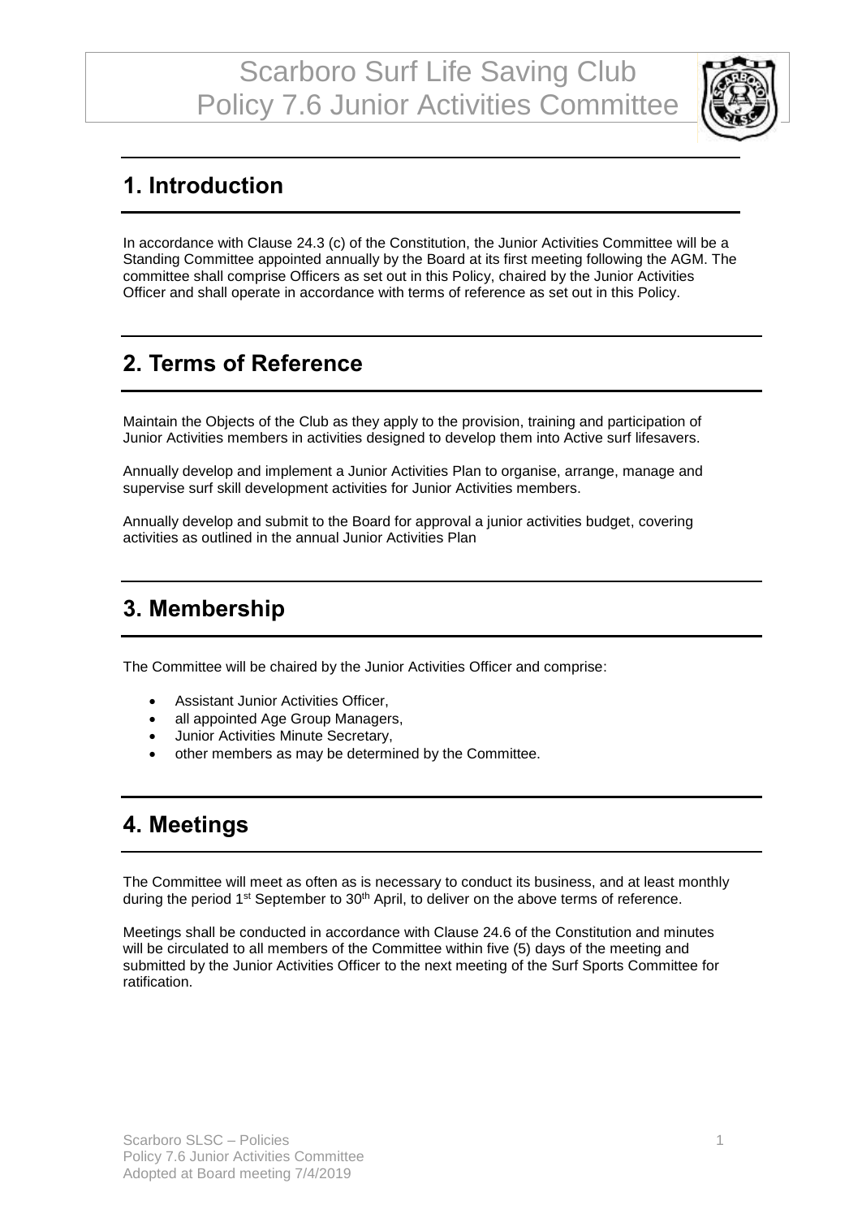# Scarboro Surf Life Saving Club
# Policy 7.6 Junior Activities Committee

## 1. Introduction

In accordance with Clause 24.3 (c) of the Constitution, the Junior Activities Committee will be a Standing Committee appointed annually by the Board at its first meeting following the AGM. The committee shall comprise Officers as set out in this Policy, chaired by the Junior Activities Officer and shall operate in accordance with terms of reference as set out in this Policy.

## 2. Terms of Reference

Maintain the Objects of the Club as they apply to the provision, training and participation of Junior Activities members in activities designed to develop them into Active surf lifesavers.

Annually develop and implement a Junior Activities Plan to organise, arrange, manage and supervise surf skill development activities for Junior Activities members.

Annually develop and submit to the Board for approval a junior activities budget, covering activities as outlined in the annual Junior Activities Plan

## 3. Membership

The Committee will be chaired by the Junior Activities Officer and comprise:

- Assistant Junior Activities Officer,
- all appointed Age Group Managers,
- Junior Activities Minute Secretary,
- other members as may be determined by the Committee.

## 4. Meetings

The Committee will meet as often as is necessary to conduct its business, and at least monthly during the period 1st September to 30th April, to deliver on the above terms of reference.

Meetings shall be conducted in accordance with Clause 24.6 of the Constitution and minutes will be circulated to all members of the Committee within five (5) days of the meeting and submitted by the Junior Activities Officer to the next meeting of the Surf Sports Committee for ratification.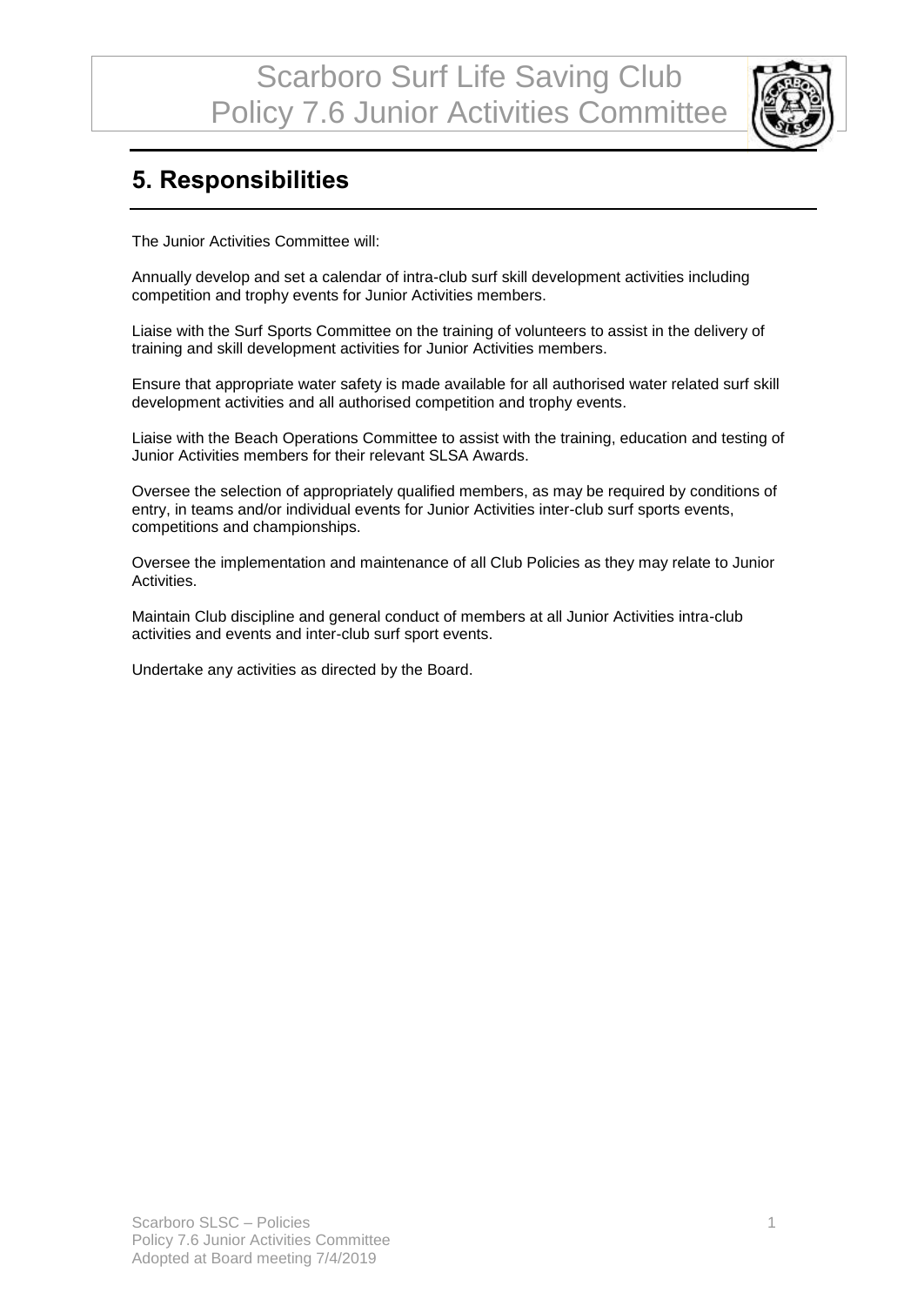## 5. Responsibilities

The Junior Activities Committee will:

Annually develop and set a calendar of intra-club surf skill development activities including competition and trophy events for Junior Activities members.

Liaise with the Surf Sports Committee on the training of volunteers to assist in the delivery of training and skill development activities for Junior Activities members.

Ensure that appropriate water safety is made available for all authorised water related surf skill development activities and all authorised competition and trophy events.

Liaise with the Beach Operations Committee to assist with the training, education and testing of Junior Activities members for their relevant SLSA Awards.

Oversee the selection of appropriately qualified members, as may be required by conditions of entry, in teams and/or individual events for Junior Activities inter-club surf sports events, competitions and championships.

Oversee the implementation and maintenance of all Club Policies as they may relate to Junior Activities.

Maintain Club discipline and general conduct of members at all Junior Activities intra-club activities and events and inter-club surf sport events.

Undertake any activities as directed by the Board.